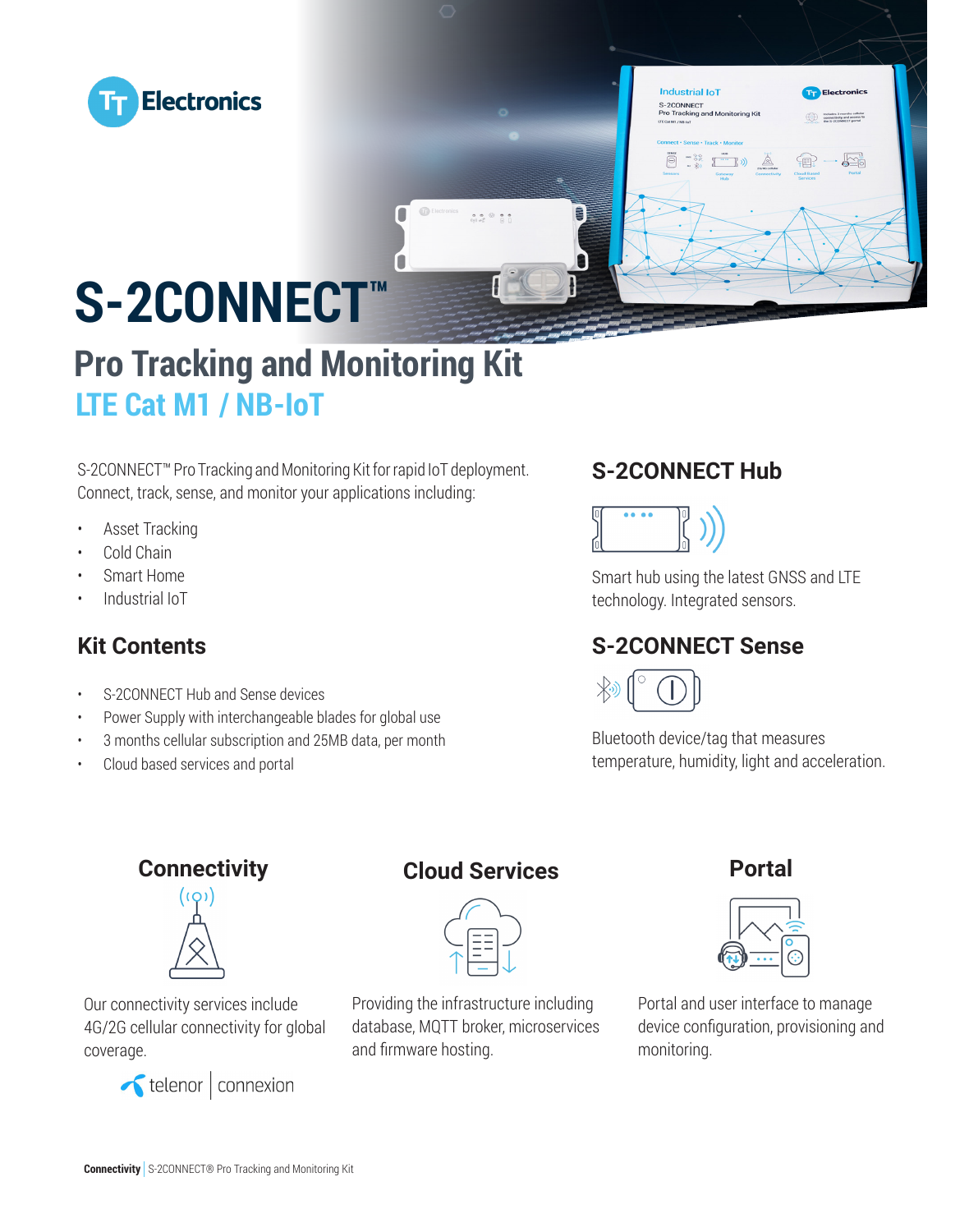# S-2CONNECT™

## Pro Tracking and Monitoring Kit

## LTE Cat M1 / NB-IoT

S-2CONNECT™ Pro Tracking and Monitoring Kit for rapid IoT deployment. Connect, track, sense, and monitor your applications including:

- Asset Tracking
- Cold Chain
- Smart Home
- Industrial IoT

### Kit Contents

- S-2CONNECT Hub and Sense devices
- Power Supply with interchangeable blades for global use
- 3 months cellular subscription and 25MB data, per month
- Cloud based services and portal

### S-2CONNECT Hub

Smart hub using the latest GNSS and LTE technology. Integrated sensors.

### S-2CONNECT Sense

Bluetooth device/tag that measures temperature, humidity, light and acceleration.

### Connectivity

Our connectivity services include 4G/2G cellular connectivity for global coverage.

telenor | connexion

### Cloud Services

Providing the infrastructure including database, MQTT broker, microservices and firmware hosting.

### Portal

Portal and user interface to manage device configuration, provisioning and monitoring.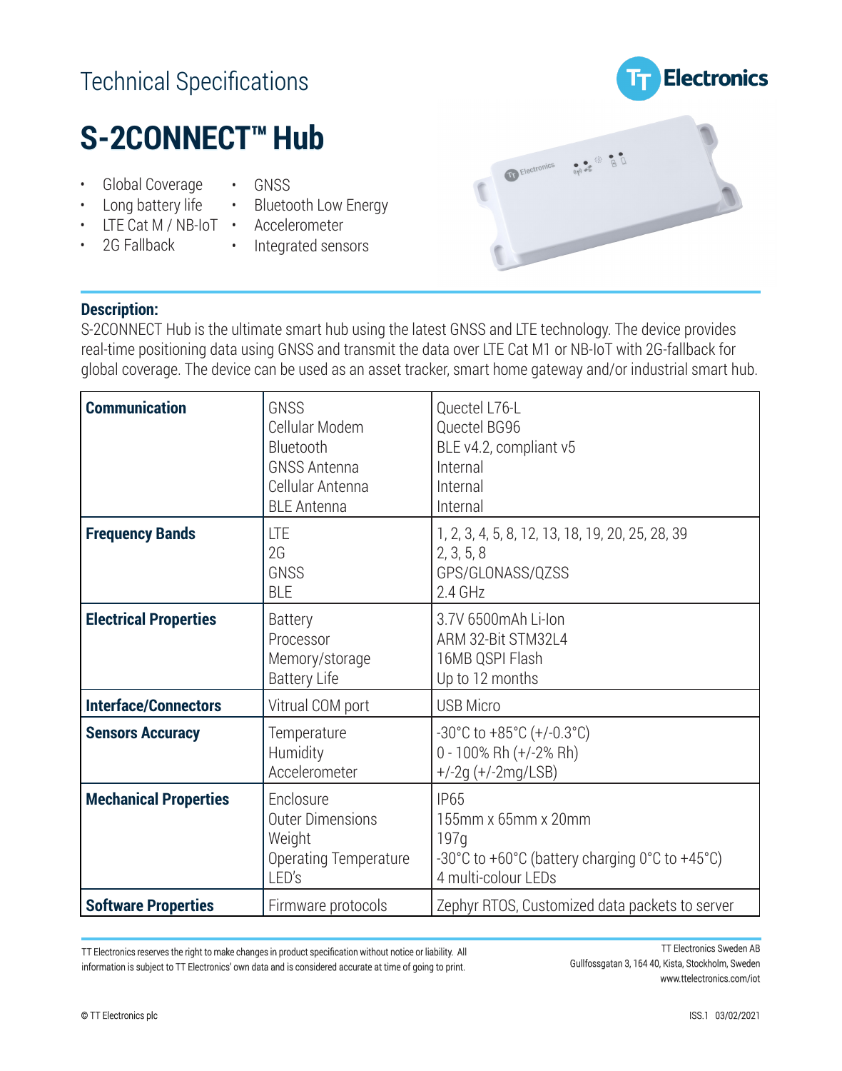# Technical Specifications

# S-2CONNECT™ Hub

- Global Coverage
- Long battery life
- LTE Cat M / NB-IoT
- 2G Fallback
- GNSS
- Bluetooth Low Energy
- Accelerometer
- Integrated sensors

**Description:**

S-2CONNECT Hub is the ultimate smart hub using the latest GNSS and LTE technology. The device provides real-time positioning data using GNSS and transmit the data over LTE Cat M1 or NB-IoT with 2G-fallback for global coverage. The device can be used as an asset tracker, smart home gateway and/or industrial smart hub.

| | | |
|---|---|---|
| **Communication** | GNSS | Quectel L76-L |
| | Cellular Modem | Quectel BG96 |
| | Bluetooth | BLE v4.2, compliant v5 |
| | GNSS Antenna | Internal |
| | Cellular Antenna | Internal |
| | BLE Antenna | Internal |
| **Frequency Bands** | LTE | 1, 2, 3, 4, 5, 8, 12, 13, 18, 19, 20, 25, 28, 39 |
| | 2G | 2, 3, 5, 8 |
| | GNSS | GPS/GLONASS/QZSS |
| | BLE | 2.4 GHz |
| **Electrical Properties** | Battery | 3.7V 6500mAh Li-Ion |
| | Processor | ARM 32-Bit STM32L4 |
| | Memory/storage | 16MB QSPI Flash |
| | Battery Life | Up to 12 months |
| **Interface/Connectors** | Vitrual COM port | USB Micro |
| **Sensors Accuracy** | Temperature | -30°C to +85°C (+/-0.3°C) |
| | Humidity | 0 - 100% Rh (+/-2% Rh) |
| | Accelerometer | +/-2g (+/-2mg/LSB) |
| **Mechanical Properties** | Enclosure | IP65 |
| | Outer Dimensions | 155mm x 65mm x 20mm |
| | Weight | 197g |
| | Operating Temperature | -30°C to +60°C (battery charging 0°C to +45°C) |
| | LED's | 4 multi-colour LEDs |
| **Software Properties** | Firmware protocols | Zephyr RTOS, Customized data packets to server |

TT Electronics reserves the right to make changes in product specification without notice or liability. All information is subject to TT Electronics' own data and is considered accurate at time of going to print.

TT Electronics Sweden AB
Gullfossgatan 3, 164 40, Kista, Stockholm, Sweden
www.ttelectronics.com/iot

© TT Electronics plc

ISS.1 03/02/2021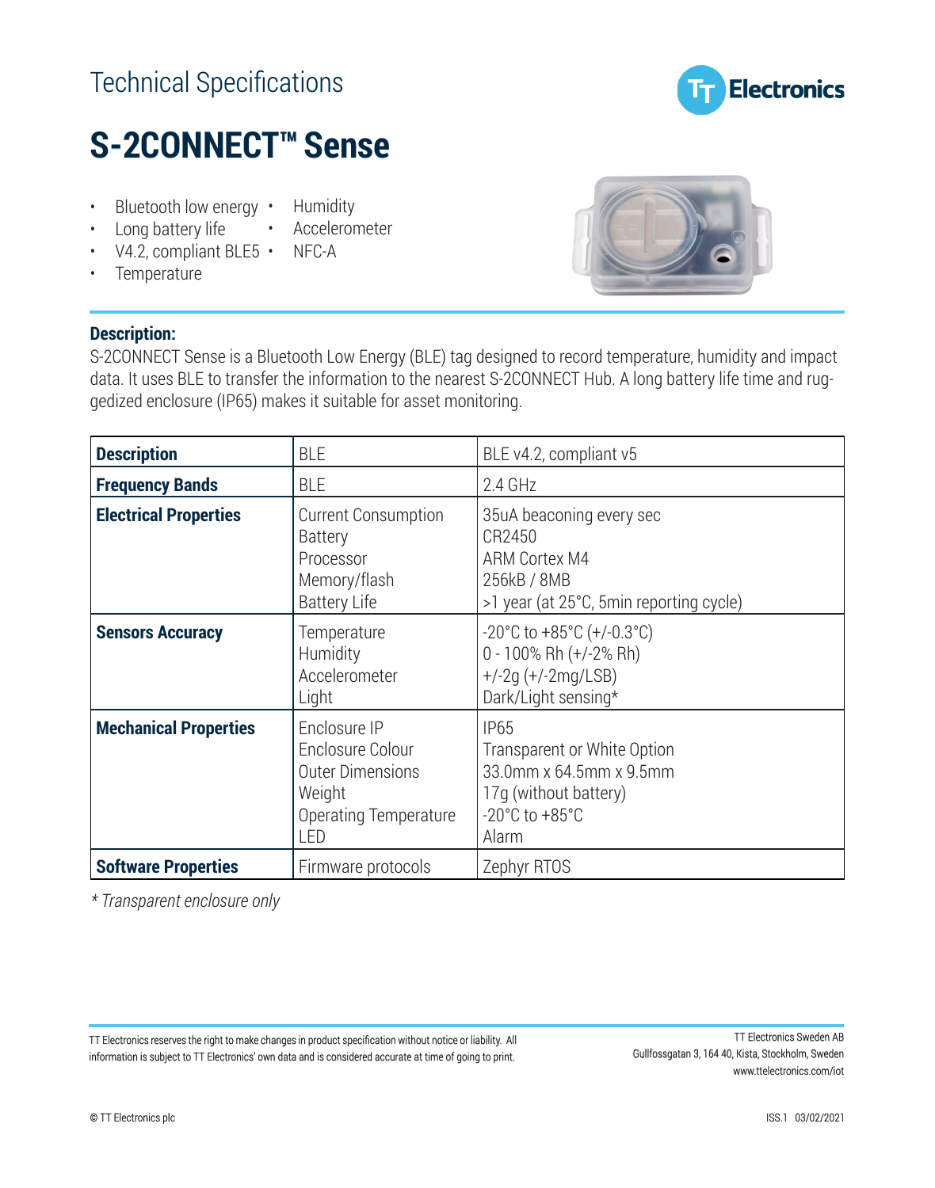Technical Specifications

# S-2CONNECT™ Sense

- Bluetooth low energy
- Long battery life
- V4.2, compliant BLE5
- Temperature
- Humidity
- Accelerometer
- NFC-A

**Description:**

S-2CONNECT Sense is a Bluetooth Low Energy (BLE) tag designed to record temperature, humidity and impact data. It uses BLE to transfer the information to the nearest S-2CONNECT Hub. A long battery life time and ruggedized enclosure (IP65) makes it suitable for asset monitoring.

| | | |
|---|---|---|
| **Description** | BLE | BLE v4.2, compliant v5 |
| **Frequency Bands** | BLE | 2.4 GHz |
| **Electrical Properties** | Current Consumption<br>Battery<br>Processor<br>Memory/flash<br>Battery Life | 35uA beaconing every sec<br>CR2450<br>ARM Cortex M4<br>256kB / 8MB<br>>1 year (at 25°C, 5min reporting cycle) |
| **Sensors Accuracy** | Temperature<br>Humidity<br>Accelerometer<br>Light | -20°C to +85°C (+/-0.3°C)<br>0 - 100% Rh (+/-2% Rh)<br>+/-2g (+/-2mg/LSB)<br>Dark/Light sensing* |
| **Mechanical Properties** | Enclosure IP<br>Enclosure Colour<br>Outer Dimensions<br>Weight<br>Operating Temperature<br>LED | IP65<br>Transparent or White Option<br>33.0mm x 64.5mm x 9.5mm<br>17g (without battery)<br>-20°C to +85°C<br>Alarm |
| **Software Properties** | Firmware protocols | Zephyr RTOS |

*\* Transparent enclosure only*

TT Electronics reserves the right to make changes in product specification without notice or liability. All information is subject to TT Electronics' own data and is considered accurate at time of going to print.

TT Electronics Sweden AB
Gullfossgatan 3, 164 40, Kista, Stockholm, Sweden
www.ttelectronics.com/iot

© TT Electronics plc

ISS.1 03/02/2021